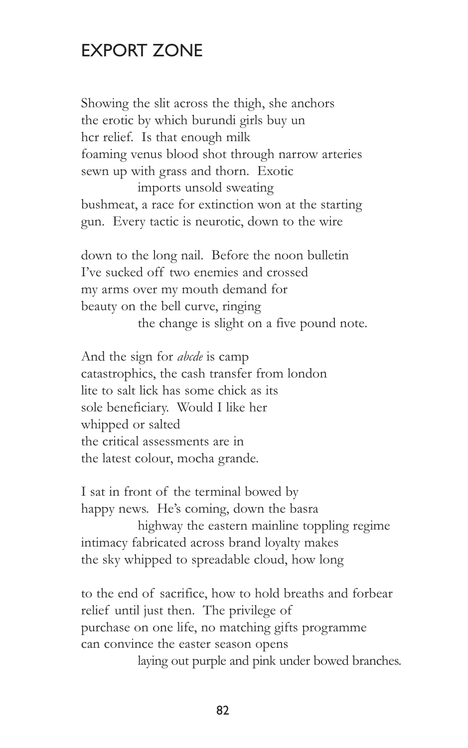# EXPORT ZONE

Showing the slit across the thigh, she anchors  
the erotic by which burundi girls buy un  
hcr relief. Is that enough milk  
foaming venus blood shot through narrow arteries  
sewn up with grass and thorn. Exotic  
            imports unsold sweating  
bushmeat, a race for extinction won at the starting  
gun. Every tactic is neurotic, down to the wire

down to the long nail. Before the noon bulletin  
I've sucked off two enemies and crossed  
my arms over my mouth demand for  
beauty on the bell curve, ringing  
            the change is slight on a five pound note.

And the sign for *abcde* is camp  
catastrophics, the cash transfer from london  
lite to salt lick has some chick as its  
sole beneficiary. Would I like her  
whipped or salted  
the critical assessments are in  
the latest colour, mocha grande.

I sat in front of the terminal bowed by  
happy news. He's coming, down the basra  
            highway the eastern mainline toppling regime  
intimacy fabricated across brand loyalty makes  
the sky whipped to spreadable cloud, how long

to the end of sacrifice, how to hold breaths and forbear  
relief until just then. The privilege of  
purchase on one life, no matching gifts programme  
can convince the easter season opens  
            laying out purple and pink under bowed branches.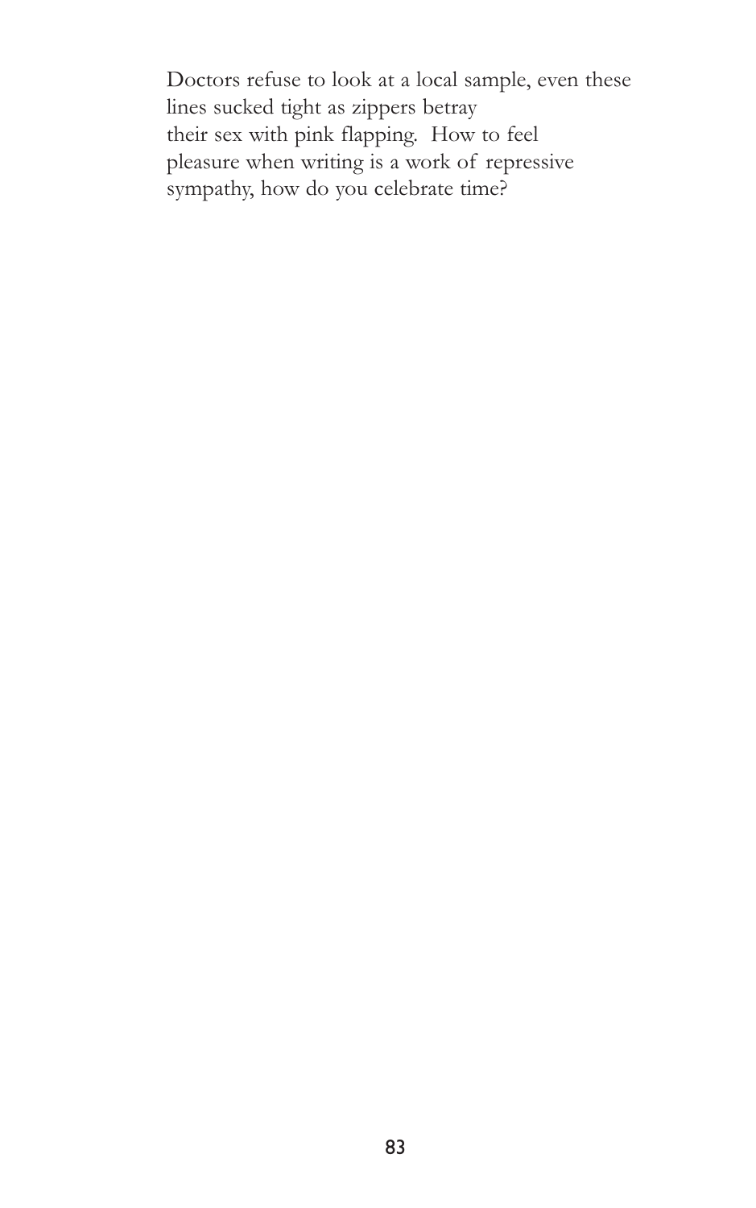Doctors refuse to look at a local sample, even these  
lines sucked tight as zippers betray  
their sex with pink flapping.  How to feel  
pleasure when writing is a work of repressive  
sympathy, how do you celebrate time?